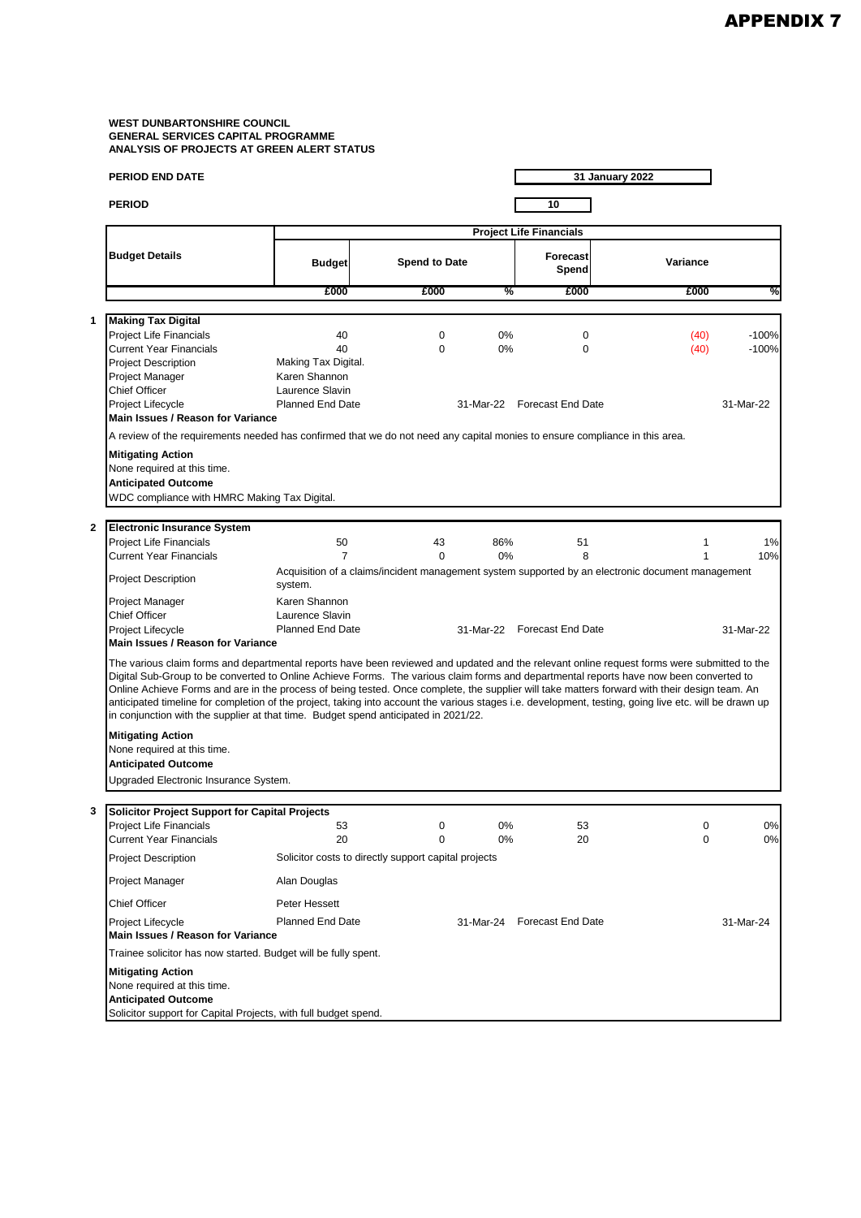# APPENDIX 7

**WEST DUNBARTONSHIRE COUNCIL**
**GENERAL SERVICES CAPITAL PROGRAMME**
**ANALYSIS OF PROJECTS AT GREEN ALERT STATUS**

**PERIOD END DATE** 31 January 2022

**PERIOD** 10

| | Budget Details | Project Life Financials | | | | | |
|---|---|---|---|---|---|---|---|
| | | Budget | Spend to Date | | Forecast Spend | Variance | |
| | | £000 | £000 | % | £000 | £000 | % |
| 1 | **Making Tax Digital** | | | | | | |
| | Project Life Financials | 40 | 0 | 0% | 0 | (40) | -100% |
| | Current Year Financials | 40 | 0 | 0% | 0 | (40) | -100% |
| | Project Description | Making Tax Digital. | | | | | |
| | Project Manager | Karen Shannon | | | | | |
| | Chief Officer | Laurence Slavin | | | | | |
| | Project Lifecycle | Planned End Date | | 31-Mar-22 | Forecast End Date | | 31-Mar-22 |

**Main Issues / Reason for Variance**

A review of the requirements needed has confirmed that we do not need any capital monies to ensure compliance in this area.

**Mitigating Action**

None required at this time.

**Anticipated Outcome**

WDC compliance with HMRC Making Tax Digital.

| | Budget Details | Budget | Spend to Date | % | Forecast Spend | Variance | % |
|---|---|---|---|---|---|---|---|
| 2 | **Electronic Insurance System** | | | | | | |
| | Project Life Financials | 50 | 43 | 86% | 51 | 1 | 1% |
| | Current Year Financials | 7 | 0 | 0% | 8 | 1 | 10% |
| | Project Description | Acquisition of a claims/incident management system supported by an electronic document management system. | | | | | |
| | Project Manager | Karen Shannon | | | | | |
| | Chief Officer | Laurence Slavin | | | | | |
| | Project Lifecycle | Planned End Date | | 31-Mar-22 | Forecast End Date | | 31-Mar-22 |

**Main Issues / Reason for Variance**

The various claim forms and departmental reports have been reviewed and updated and the relevant online request forms were submitted to the Digital Sub-Group to be converted to Online Achieve Forms. The various claim forms and departmental reports have now been converted to Online Achieve Forms and are in the process of being tested. Once complete, the supplier will take matters forward with their design team. An anticipated timeline for completion of the project, taking into account the various stages i.e. development, testing, going live etc. will be drawn up in conjunction with the supplier at that time. Budget spend anticipated in 2021/22.

**Mitigating Action**

None required at this time.

**Anticipated Outcome**

Upgraded Electronic Insurance System.

| | Budget Details | Budget | Spend to Date | % | Forecast Spend | Variance | % |
|---|---|---|---|---|---|---|---|
| 3 | **Solicitor Project Support for Capital Projects** | | | | | | |
| | Project Life Financials | 53 | 0 | 0% | 53 | 0 | 0% |
| | Current Year Financials | 20 | 0 | 0% | 20 | 0 | 0% |
| | Project Description | Solicitor costs to directly support capital projects | | | | | |
| | Project Manager | Alan Douglas | | | | | |
| | Chief Officer | Peter Hessett | | | | | |
| | Project Lifecycle | Planned End Date | | 31-Mar-24 | Forecast End Date | | 31-Mar-24 |

**Main Issues / Reason for Variance**

Trainee solicitor has now started. Budget will be fully spent.

**Mitigating Action**

None required at this time.

**Anticipated Outcome**

Solicitor support for Capital Projects, with full budget spend.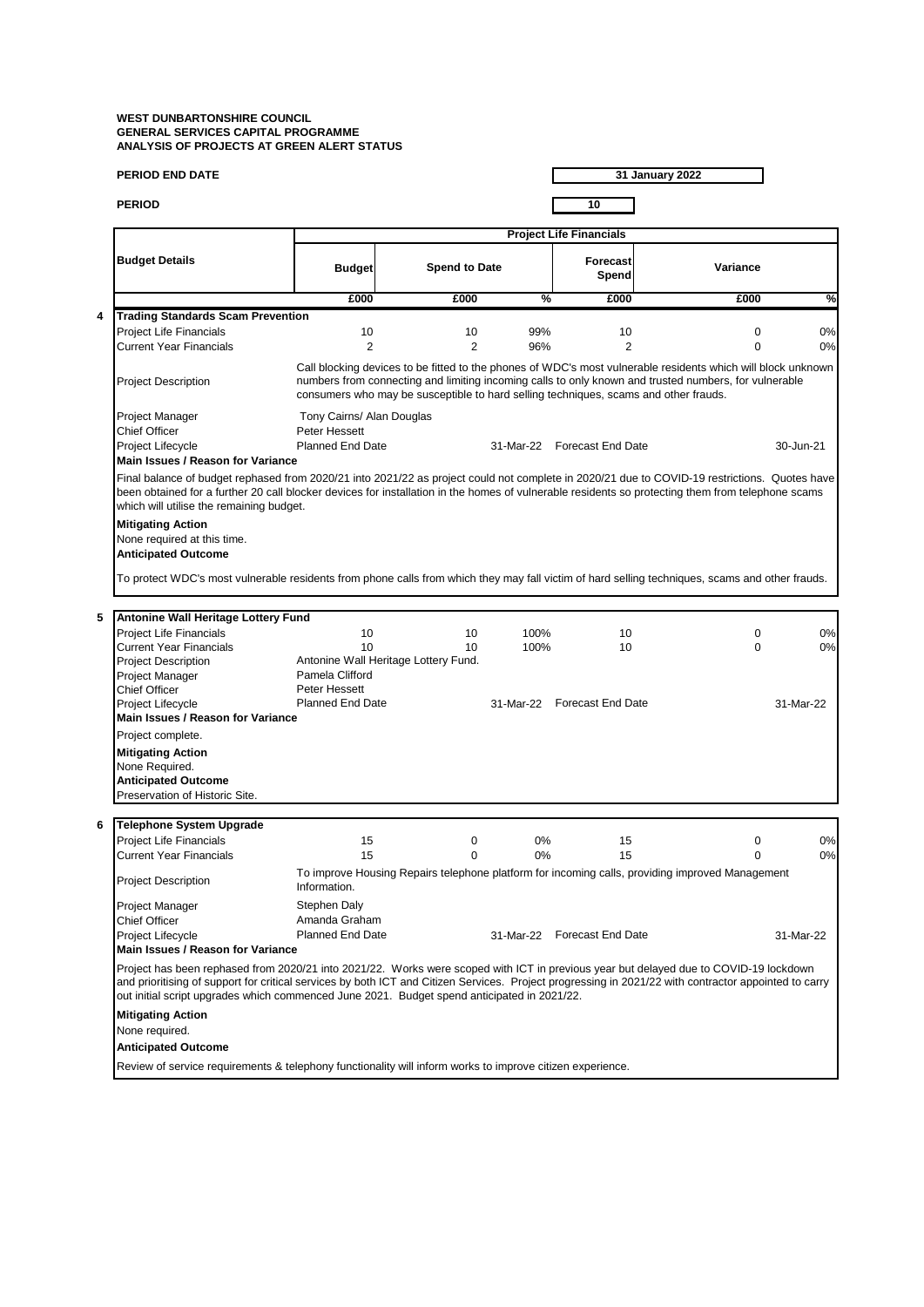**WEST DUNBARTONSHIRE COUNCIL**
**GENERAL SERVICES CAPITAL PROGRAMME**
**ANALYSIS OF PROJECTS AT GREEN ALERT STATUS**

**PERIOD END DATE** 31 January 2022

**PERIOD** 10

| | Budget Details | Project Life Financials | | | | | |
|---|---|---|---|---|---|---|---|
| | | Budget | Spend to Date | | Forecast Spend | Variance | |
| | | £000 | £000 | % | £000 | £000 | % |
| 4 | **Trading Standards Scam Prevention** | | | | | | |
| | Project Life Financials | 10 | 10 | 99% | 10 | 0 | 0% |
| | Current Year Financials | 2 | 2 | 96% | 2 | 0 | 0% |

**Project Description**: Call blocking devices to be fitted to the phones of WDC's most vulnerable residents which will block unknown numbers from connecting and limiting incoming calls to only known and trusted numbers, for vulnerable consumers who may be susceptible to hard selling techniques, scams and other frauds.

Project Manager: Tony Cairns/ Alan Douglas
Chief Officer: Peter Hessett
Project Lifecycle: Planned End Date 31-Mar-22 Forecast End Date 30-Jun-21

**Main Issues / Reason for Variance**

Final balance of budget rephased from 2020/21 into 2021/22 as project could not complete in 2020/21 due to COVID-19 restrictions. Quotes have been obtained for a further 20 call blocker devices for installation in the homes of vulnerable residents so protecting them from telephone scams which will utilise the remaining budget.

**Mitigating Action**

None required at this time.

**Anticipated Outcome**

To protect WDC's most vulnerable residents from phone calls from which they may fall victim of hard selling techniques, scams and other frauds.

| | Budget Details | Budget | Spend to Date | % | Forecast Spend | Variance | % |
|---|---|---|---|---|---|---|---|
| 5 | **Antonine Wall Heritage Lottery Fund** | | | | | | |
| | Project Life Financials | 10 | 10 | 100% | 10 | 0 | 0% |
| | Current Year Financials | 10 | 10 | 100% | 10 | 0 | 0% |

Project Description: Antonine Wall Heritage Lottery Fund.
Project Manager: Pamela Clifford
Chief Officer: Peter Hessett
Project Lifecycle: Planned End Date 31-Mar-22 Forecast End Date 31-Mar-22

**Main Issues / Reason for Variance**

Project complete.

**Mitigating Action**

None Required.

**Anticipated Outcome**

Preservation of Historic Site.

| | Budget Details | Budget | Spend to Date | % | Forecast Spend | Variance | % |
|---|---|---|---|---|---|---|---|
| 6 | **Telephone System Upgrade** | | | | | | |
| | Project Life Financials | 15 | 0 | 0% | 15 | 0 | 0% |
| | Current Year Financials | 15 | 0 | 0% | 15 | 0 | 0% |

Project Description: To improve Housing Repairs telephone platform for incoming calls, providing improved Management Information.
Project Manager: Stephen Daly
Chief Officer: Amanda Graham
Project Lifecycle: Planned End Date 31-Mar-22 Forecast End Date 31-Mar-22

**Main Issues / Reason for Variance**

Project has been rephased from 2020/21 into 2021/22. Works were scoped with ICT in previous year but delayed due to COVID-19 lockdown and prioritising of support for critical services by both ICT and Citizen Services. Project progressing in 2021/22 with contractor appointed to carry out initial script upgrades which commenced June 2021. Budget spend anticipated in 2021/22.

**Mitigating Action**

None required.

**Anticipated Outcome**

Review of service requirements & telephony functionality will inform works to improve citizen experience.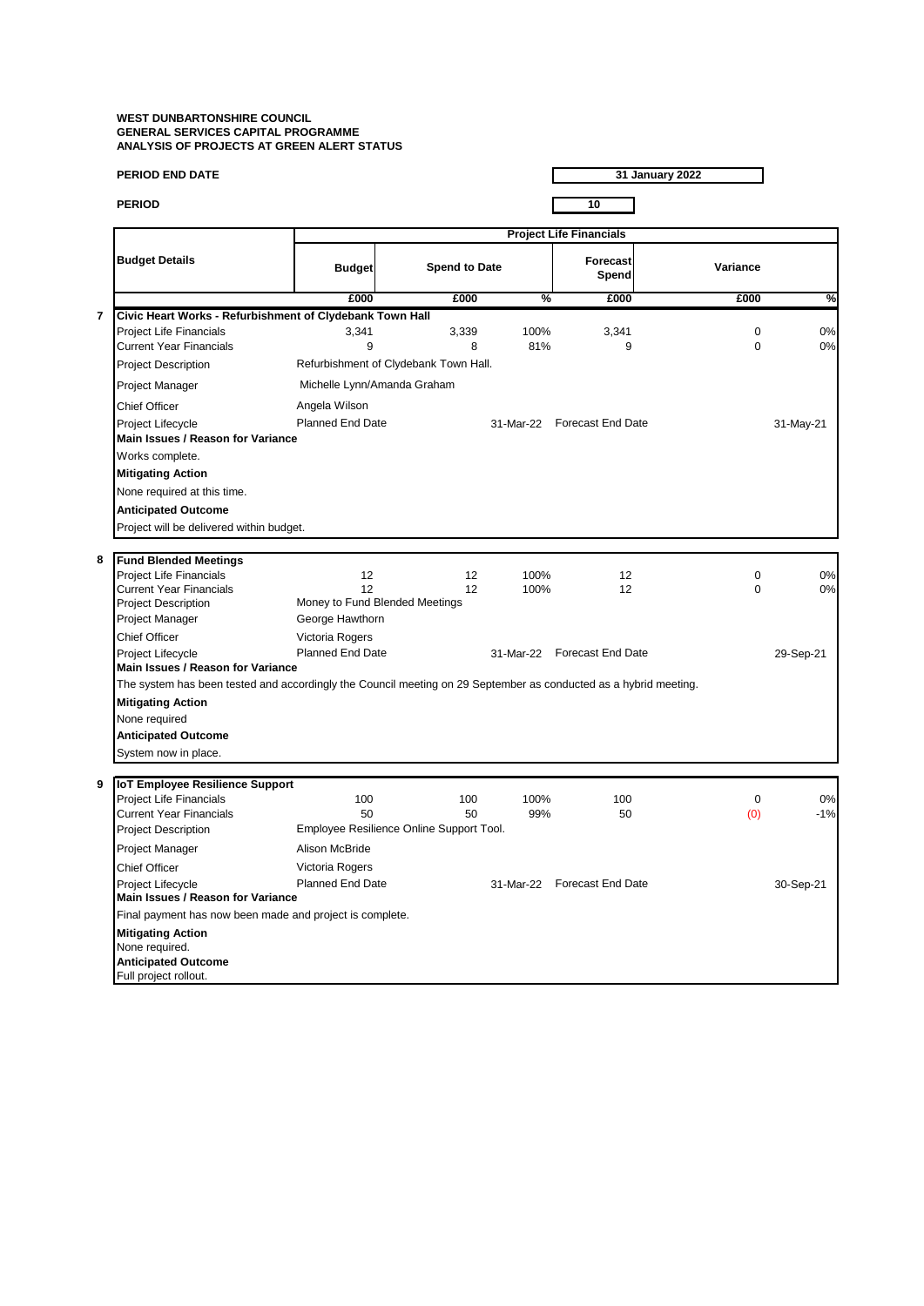**WEST DUNBARTONSHIRE COUNCIL**
**GENERAL SERVICES CAPITAL PROGRAMME**
**ANALYSIS OF PROJECTS AT GREEN ALERT STATUS**

**PERIOD END DATE** — **31 January 2022**

**PERIOD** — **10**

| | Budget Details | Project Life Financials | | | | | |
|---|---|---|---|---|---|---|---|
| | | Budget | Spend to Date | | Forecast Spend | Variance | |
| | | £000 | £000 | % | £000 | £000 | % |
| **7** | **Civic Heart Works - Refurbishment of Clydebank Town Hall** | | | | | | |
| | Project Life Financials | 3,341 | 3,339 | 100% | 3,341 | 0 | 0% |
| | Current Year Financials | 9 | 8 | 81% | 9 | 0 | 0% |
| | Project Description | Refurbishment of Clydebank Town Hall. | | | | | |
| | Project Manager | Michelle Lynn/Amanda Graham | | | | | |
| | Chief Officer | Angela Wilson | | | | | |
| | Project Lifecycle | Planned End Date | | 31-Mar-22 | Forecast End Date | | 31-May-21 |
| | **Main Issues / Reason for Variance** | | | | | | |
| | Works complete. | | | | | | |
| | **Mitigating Action** | | | | | | |
| | None required at this time. | | | | | | |
| | **Anticipated Outcome** | | | | | | |
| | Project will be delivered within budget. | | | | | | |
| **8** | **Fund Blended Meetings** | | | | | | |
| | Project Life Financials | 12 | 12 | 100% | 12 | 0 | 0% |
| | Current Year Financials | 12 | 12 | 100% | 12 | 0 | 0% |
| | Project Description | Money to Fund Blended Meetings | | | | | |
| | Project Manager | George Hawthorn | | | | | |
| | Chief Officer | Victoria Rogers | | | | | |
| | Project Lifecycle | Planned End Date | | 31-Mar-22 | Forecast End Date | | 29-Sep-21 |
| | **Main Issues / Reason for Variance** | | | | | | |
| | The system has been tested and accordingly the Council meeting on 29 September as conducted as a hybrid meeting. | | | | | | |
| | **Mitigating Action** | | | | | | |
| | None required | | | | | | |
| | **Anticipated Outcome** | | | | | | |
| | System now in place. | | | | | | |
| **9** | **IoT Employee Resilience Support** | | | | | | |
| | Project Life Financials | 100 | 100 | 100% | 100 | 0 | 0% |
| | Current Year Financials | 50 | 50 | 99% | 50 | (0) | -1% |
| | Project Description | Employee Resilience Online Support Tool. | | | | | |
| | Project Manager | Alison McBride | | | | | |
| | Chief Officer | Victoria Rogers | | | | | |
| | Project Lifecycle | Planned End Date | | 31-Mar-22 | Forecast End Date | | 30-Sep-21 |
| | **Main Issues / Reason for Variance** | | | | | | |
| | Final payment has now been made and project is complete. | | | | | | |
| | **Mitigating Action** | | | | | | |
| | None required. | | | | | | |
| | **Anticipated Outcome** | | | | | | |
| | Full project rollout. | | | | | | |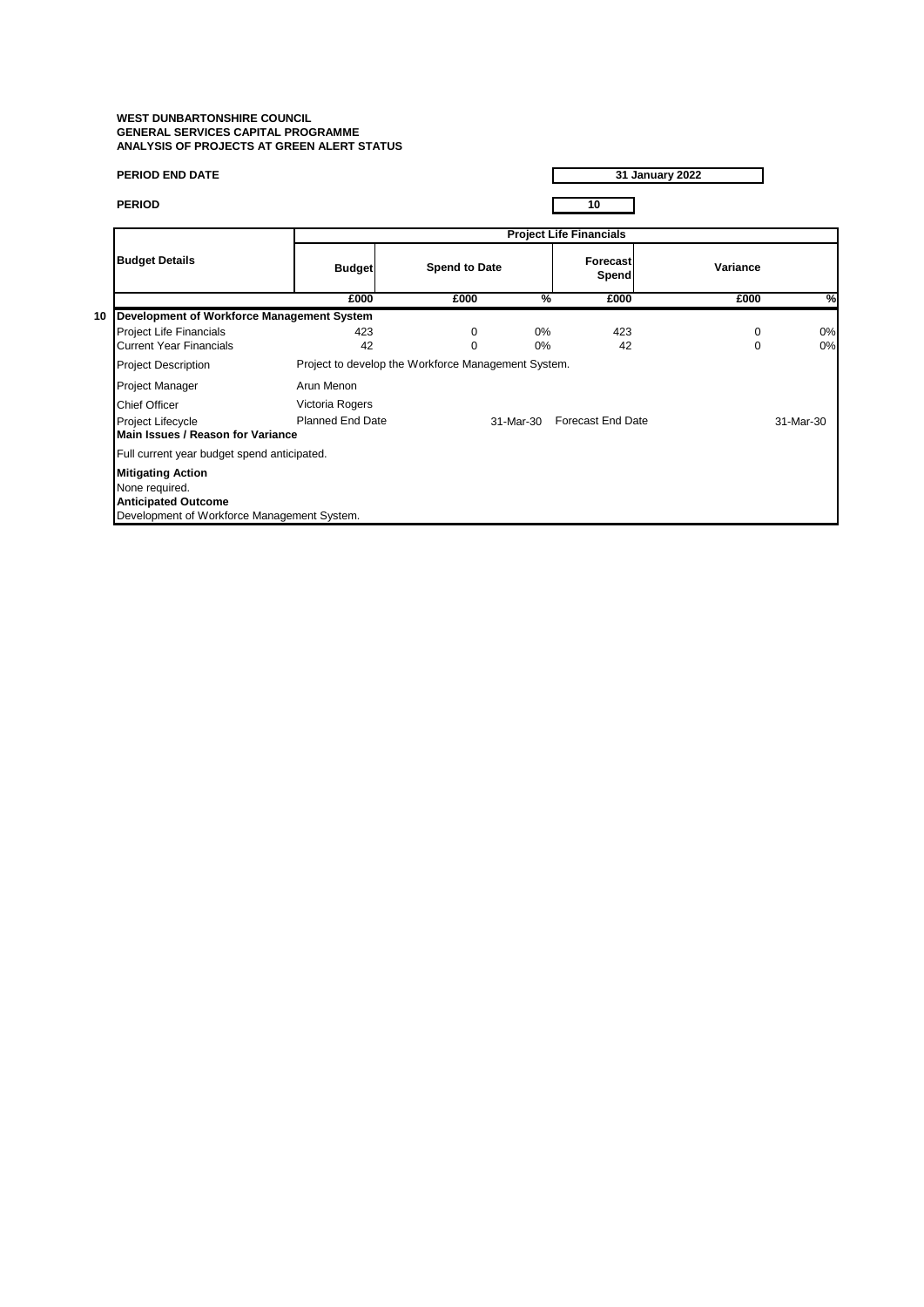**WEST DUNBARTONSHIRE COUNCIL**
**GENERAL SERVICES CAPITAL PROGRAMME**
**ANALYSIS OF PROJECTS AT GREEN ALERT STATUS**

**PERIOD END DATE** **31 January 2022**

**PERIOD** **10**

| | Project Life Financials | | | | | |
|---|---|---|---|---|---|---|
| **Budget Details** | **Budget** | **Spend to Date** | | **Forecast Spend** | **Variance** | |
| | **£000** | **£000** | **%** | **£000** | **£000** | **%** |
| **10 Development of Workforce Management System** | | | | | | |
| Project Life Financials | 423 | 0 | 0% | 423 | 0 | 0% |
| Current Year Financials | 42 | 0 | 0% | 42 | 0 | 0% |
| Project Description | Project to develop the Workforce Management System. | | | | | |
| Project Manager | Arun Menon | | | | | |
| Chief Officer | Victoria Rogers | | | | | |
| Project Lifecycle | Planned End Date | | 31-Mar-30 | Forecast End Date | | 31-Mar-30 |

**Main Issues / Reason for Variance**

Full current year budget spend anticipated.

**Mitigating Action**

None required.

**Anticipated Outcome**

Development of Workforce Management System.